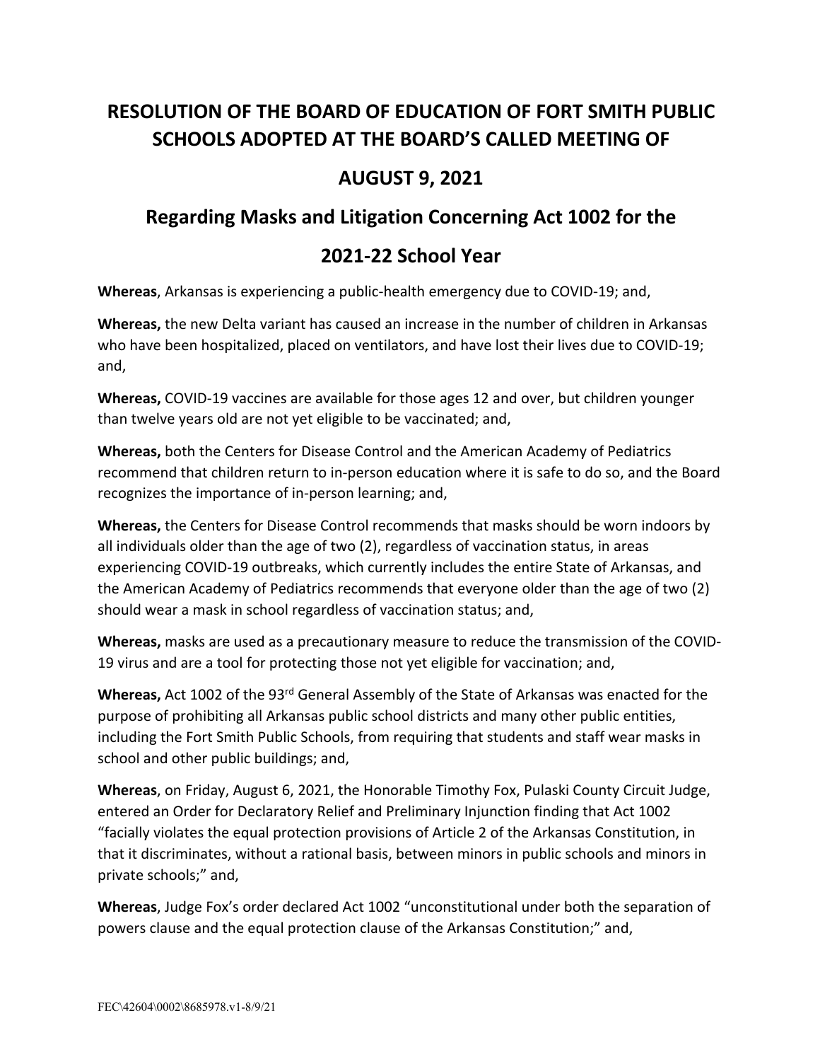# RESOLUTION OF THE BOARD OF EDUCATION OF FORT SMITH PUBLIC SCHOOLS ADOPTED AT THE BOARD'S CALLED MEETING OF

# AUGUST 9, 2021

## Regarding Masks and Litigation Concerning Act 1002 for the

## 2021-22 School Year

**Whereas**, Arkansas is experiencing a public-health emergency due to COVID-19; and,

**Whereas,** the new Delta variant has caused an increase in the number of children in Arkansas who have been hospitalized, placed on ventilators, and have lost their lives due to COVID-19; and,

**Whereas,** COVID-19 vaccines are available for those ages 12 and over, but children younger than twelve years old are not yet eligible to be vaccinated; and,

**Whereas,** both the Centers for Disease Control and the American Academy of Pediatrics recommend that children return to in-person education where it is safe to do so, and the Board recognizes the importance of in-person learning; and,

**Whereas,** the Centers for Disease Control recommends that masks should be worn indoors by all individuals older than the age of two (2), regardless of vaccination status, in areas experiencing COVID-19 outbreaks, which currently includes the entire State of Arkansas, and the American Academy of Pediatrics recommends that everyone older than the age of two (2) should wear a mask in school regardless of vaccination status; and,

**Whereas,** masks are used as a precautionary measure to reduce the transmission of the COVID-19 virus and are a tool for protecting those not yet eligible for vaccination; and,

**Whereas,** Act 1002 of the 93rd General Assembly of the State of Arkansas was enacted for the purpose of prohibiting all Arkansas public school districts and many other public entities, including the Fort Smith Public Schools, from requiring that students and staff wear masks in school and other public buildings; and,

**Whereas**, on Friday, August 6, 2021, the Honorable Timothy Fox, Pulaski County Circuit Judge, entered an Order for Declaratory Relief and Preliminary Injunction finding that Act 1002 "facially violates the equal protection provisions of Article 2 of the Arkansas Constitution, in that it discriminates, without a rational basis, between minors in public schools and minors in private schools;" and,

**Whereas**, Judge Fox's order declared Act 1002 "unconstitutional under both the separation of powers clause and the equal protection clause of the Arkansas Constitution;" and,

FEC\42604\0002\8685978.v1-8/9/21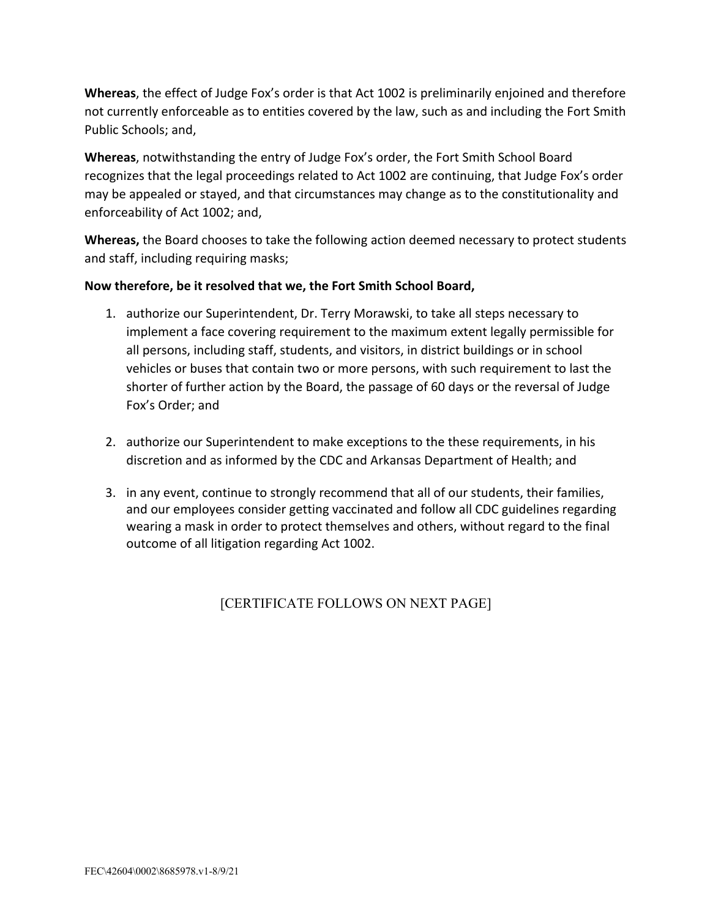**Whereas**, the effect of Judge Fox's order is that Act 1002 is preliminarily enjoined and therefore not currently enforceable as to entities covered by the law, such as and including the Fort Smith Public Schools; and,

**Whereas**, notwithstanding the entry of Judge Fox's order, the Fort Smith School Board recognizes that the legal proceedings related to Act 1002 are continuing, that Judge Fox's order may be appealed or stayed, and that circumstances may change as to the constitutionality and enforceability of Act 1002; and,

**Whereas,** the Board chooses to take the following action deemed necessary to protect students and staff, including requiring masks;

**Now therefore, be it resolved that we, the Fort Smith School Board,**

1. authorize our Superintendent, Dr. Terry Morawski, to take all steps necessary to implement a face covering requirement to the maximum extent legally permissible for all persons, including staff, students, and visitors, in district buildings or in school vehicles or buses that contain two or more persons, with such requirement to last the shorter of further action by the Board, the passage of 60 days or the reversal of Judge Fox's Order; and

2. authorize our Superintendent to make exceptions to the these requirements, in his discretion and as informed by the CDC and Arkansas Department of Health; and

3. in any event, continue to strongly recommend that all of our students, their families, and our employees consider getting vaccinated and follow all CDC guidelines regarding wearing a mask in order to protect themselves and others, without regard to the final outcome of all litigation regarding Act 1002.

[CERTIFICATE FOLLOWS ON NEXT PAGE]

FEC\42604\0002\8685978.v1-8/9/21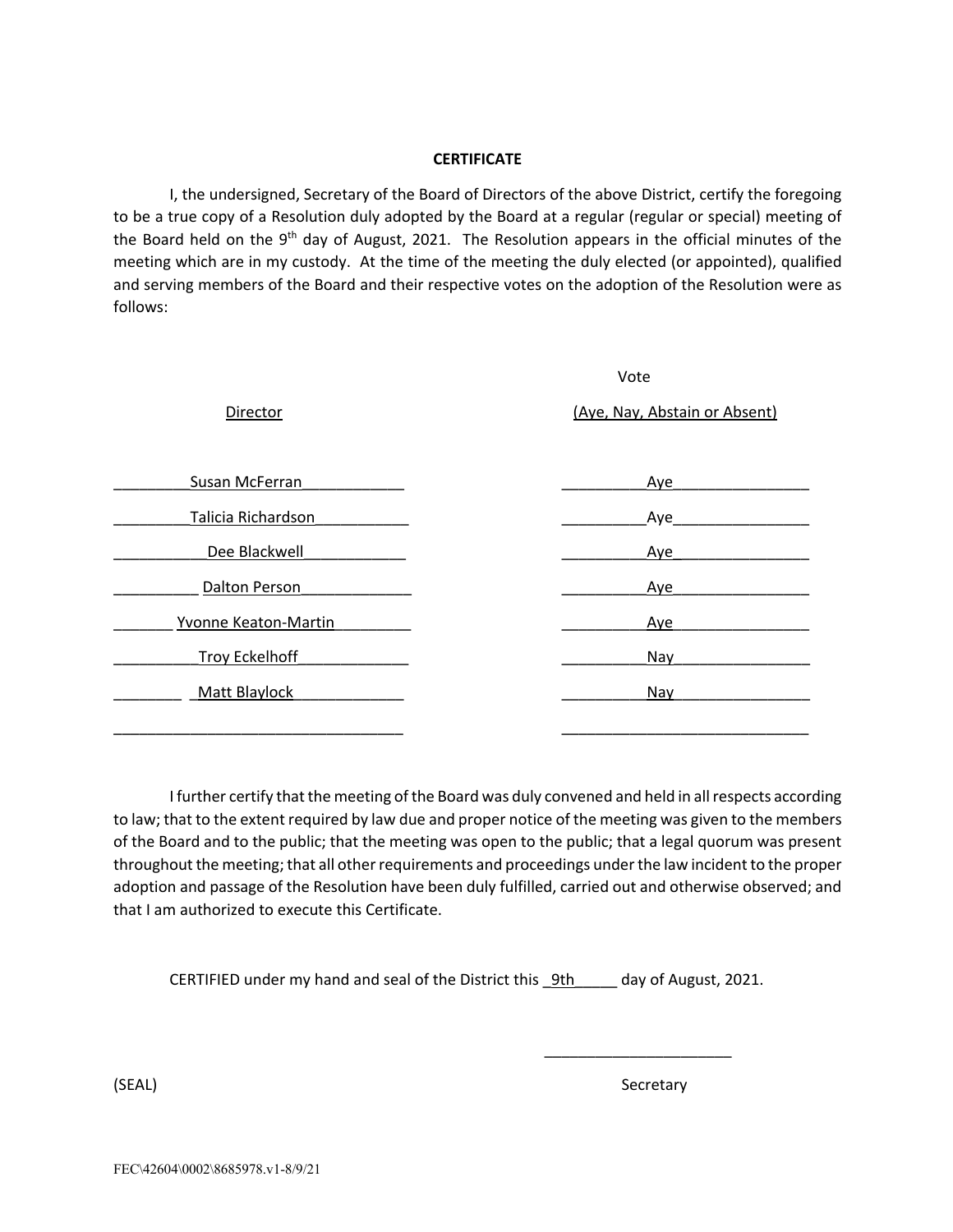## CERTIFICATE

I, the undersigned, Secretary of the Board of Directors of the above District, certify the foregoing to be a true copy of a Resolution duly adopted by the Board at a regular (regular or special) meeting of the Board held on the 9th day of August, 2021. The Resolution appears in the official minutes of the meeting which are in my custody. At the time of the meeting the duly elected (or appointed), qualified and serving members of the Board and their respective votes on the adoption of the Resolution were as follows:

| Director | Vote (Aye, Nay, Abstain or Absent) |
|---|---|
| Susan McFerran | Aye |
| Talicia Richardson | Aye |
| Dee Blackwell | Aye |
| Dalton Person | Aye |
| Yvonne Keaton-Martin | Aye |
| Troy Eckelhoff | Nay |
| Matt Blaylock | Nay |
| | |

I further certify that the meeting of the Board was duly convened and held in all respects according to law; that to the extent required by law due and proper notice of the meeting was given to the members of the Board and to the public; that the meeting was open to the public; that a legal quorum was present throughout the meeting; that all other requirements and proceedings under the law incident to the proper adoption and passage of the Resolution have been duly fulfilled, carried out and otherwise observed; and that I am authorized to execute this Certificate.

CERTIFIED under my hand and seal of the District this 9th day of August, 2021.

______________________

(SEAL) Secretary

FEC\42604\0002\8685978.v1-8/9/21